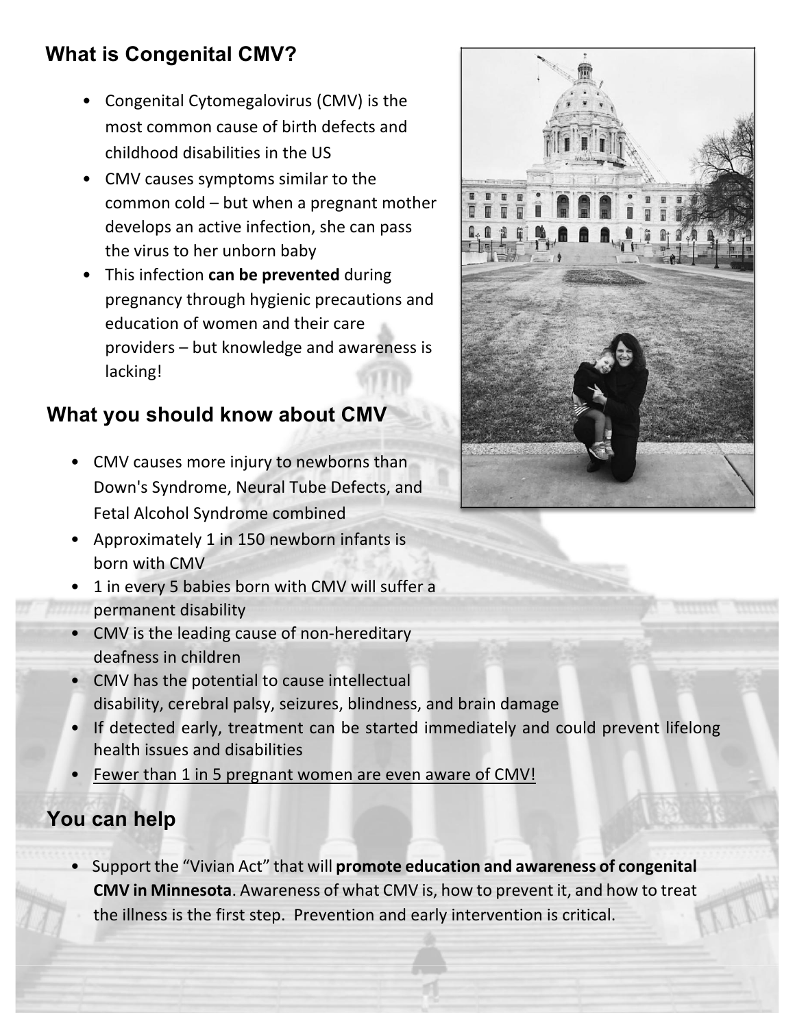## What is Congenital CMV?

- Congenital Cytomegalovirus (CMV) is the most common cause of birth defects and childhood disabilities in the US
- CMV causes symptoms similar to the common cold – but when a pregnant mother develops an active infection, she can pass the virus to her unborn baby
- This infection **can be prevented** during pregnancy through hygienic precautions and education of women and their care providers – but knowledge and awareness is lacking!

## What you should know about CMV

- CMV causes more injury to newborns than Down's Syndrome, Neural Tube Defects, and Fetal Alcohol Syndrome combined
- Approximately 1 in 150 newborn infants is born with CMV
- 1 in every 5 babies born with CMV will suffer a permanent disability
- CMV is the leading cause of non-hereditary deafness in children
- CMV has the potential to cause intellectual disability, cerebral palsy, seizures, blindness, and brain damage
- If detected early, treatment can be started immediately and could prevent lifelong health issues and disabilities
- <u>Fewer than 1 in 5 pregnant women are even aware of CMV!</u>

## You can help

- Support the "Vivian Act" that will **promote education and awareness of congenital CMV in Minnesota**. Awareness of what CMV is, how to prevent it, and how to treat the illness is the first step. Prevention and early intervention is critical.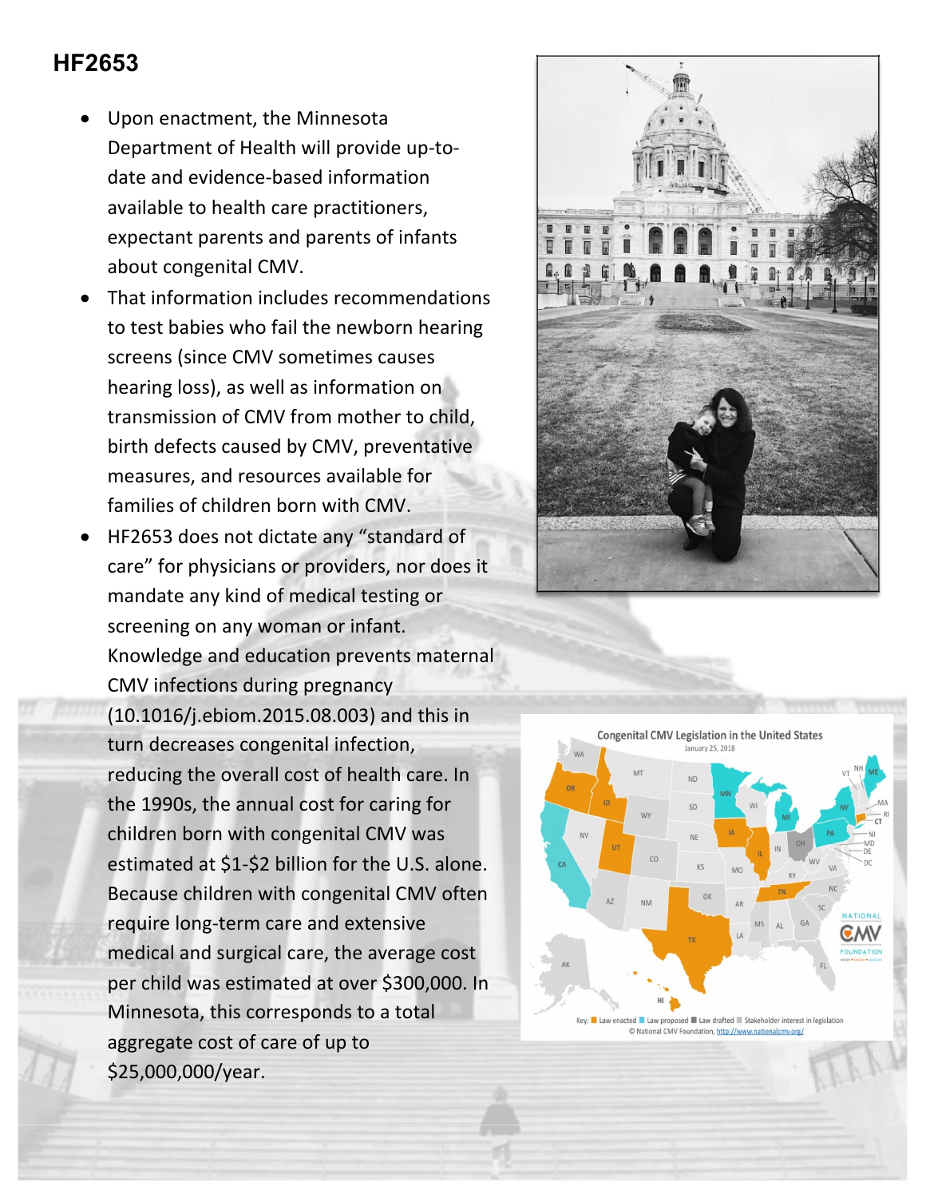## HF2653

- Upon enactment, the Minnesota Department of Health will provide up-to-date and evidence-based information available to health care practitioners, expectant parents and parents of infants about congenital CMV.
- That information includes recommendations to test babies who fail the newborn hearing screens (since CMV sometimes causes hearing loss), as well as information on transmission of CMV from mother to child, birth defects caused by CMV, preventative measures, and resources available for families of children born with CMV.
- HF2653 does not dictate any "standard of care" for physicians or providers, nor does it mandate any kind of medical testing or screening on any woman or infant.

Knowledge and education prevents maternal CMV infections during pregnancy (10.1016/j.ebiom.2015.08.003) and this in turn decreases congenital infection, reducing the overall cost of health care. In the 1990s, the annual cost for caring for children born with congenital CMV was estimated at $1-$2 billion for the U.S. alone. Because children with congenital CMV often require long-term care and extensive medical and surgical care, the average cost per child was estimated at over $300,000. In Minnesota, this corresponds to a total aggregate cost of care of up to $25,000,000/year.

Congenital CMV Legislation in the United States

January 25, 2018

Key: Law enacted Law proposed Law drafted Stakeholder interest in legislation

© National CMV Foundation, http://www.nationalcmv.org/

NATIONAL CMV FOUNDATION